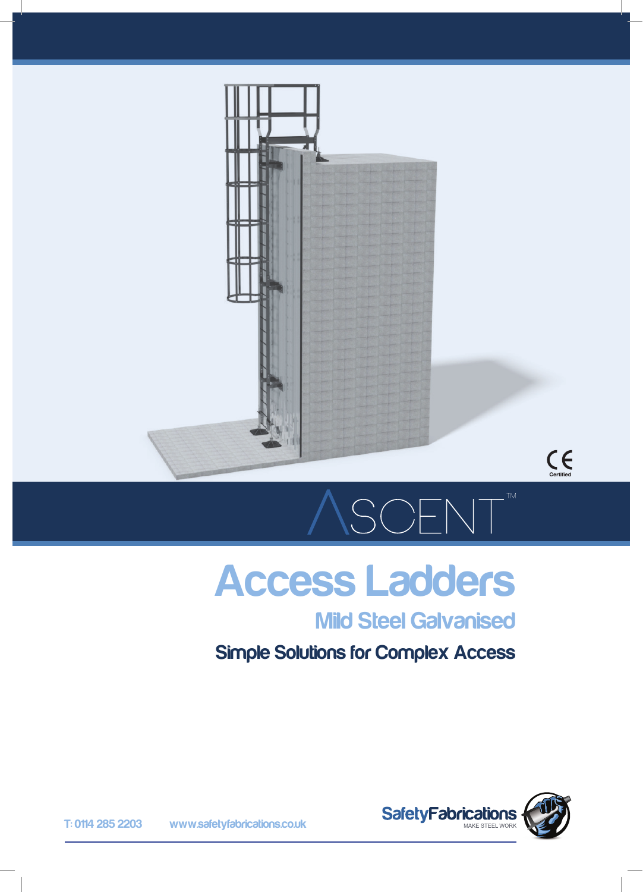CE Certified

# ASCENT™

# Access Ladders

## Mild Steel Galvanised

### Simple Solutions for Complex Access

T: 0114 285 2203 www.safetyfabrications.co.uk

SafetyFabrications
MAKE STEEL WORK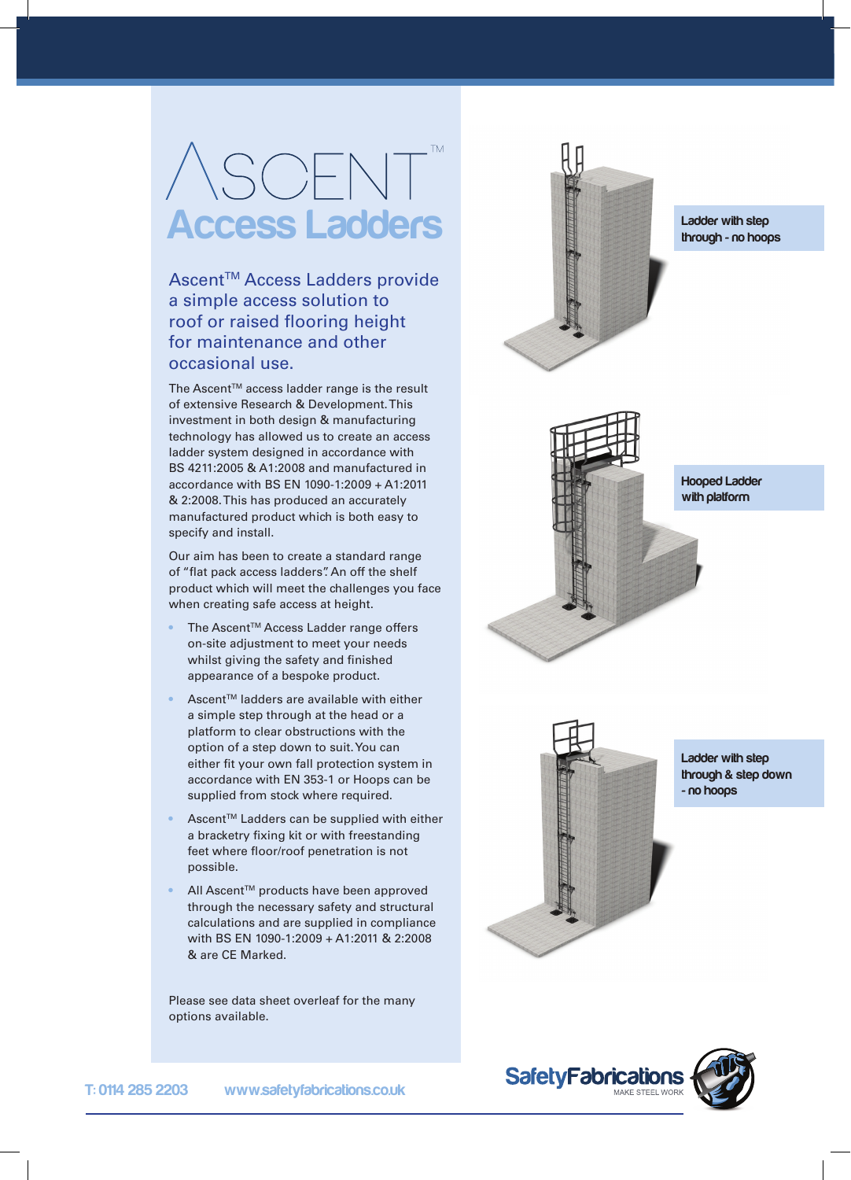# ASCENT™

## Access Ladders

### Ascent™ Access Ladders provide a simple access solution to roof or raised flooring height for maintenance and other occasional use.

The Ascent™ access ladder range is the result of extensive Research & Development. This investment in both design & manufacturing technology has allowed us to create an access ladder system designed in accordance with BS 4211:2005 & A1:2008 and manufactured in accordance with BS EN 1090-1:2009 + A1:2011 & 2:2008. This has produced an accurately manufactured product which is both easy to specify and install.

Our aim has been to create a standard range of "flat pack access ladders". An off the shelf product which will meet the challenges you face when creating safe access at height.

- The Ascent™ Access Ladder range offers on-site adjustment to meet your needs whilst giving the safety and finished appearance of a bespoke product.
- Ascent™ ladders are available with either a simple step through at the head or a platform to clear obstructions with the option of a step down to suit. You can either fit your own fall protection system in accordance with EN 353-1 or Hoops can be supplied from stock where required.
- Ascent™ Ladders can be supplied with either a bracketry fixing kit or with freestanding feet where floor/roof penetration is not possible.
- All Ascent™ products have been approved through the necessary safety and structural calculations and are supplied in compliance with BS EN 1090-1:2009 + A1:2011 & 2:2008 & are CE Marked.

Please see data sheet overleaf for the many options available.

**Ladder with step through - no hoops**

**Hooped Ladder with platform**

**Ladder with step through & step down - no hoops**

T: 0114 285 2203 www.safetyfabrications.co.uk

SafetyFabrications
MAKE STEEL WORK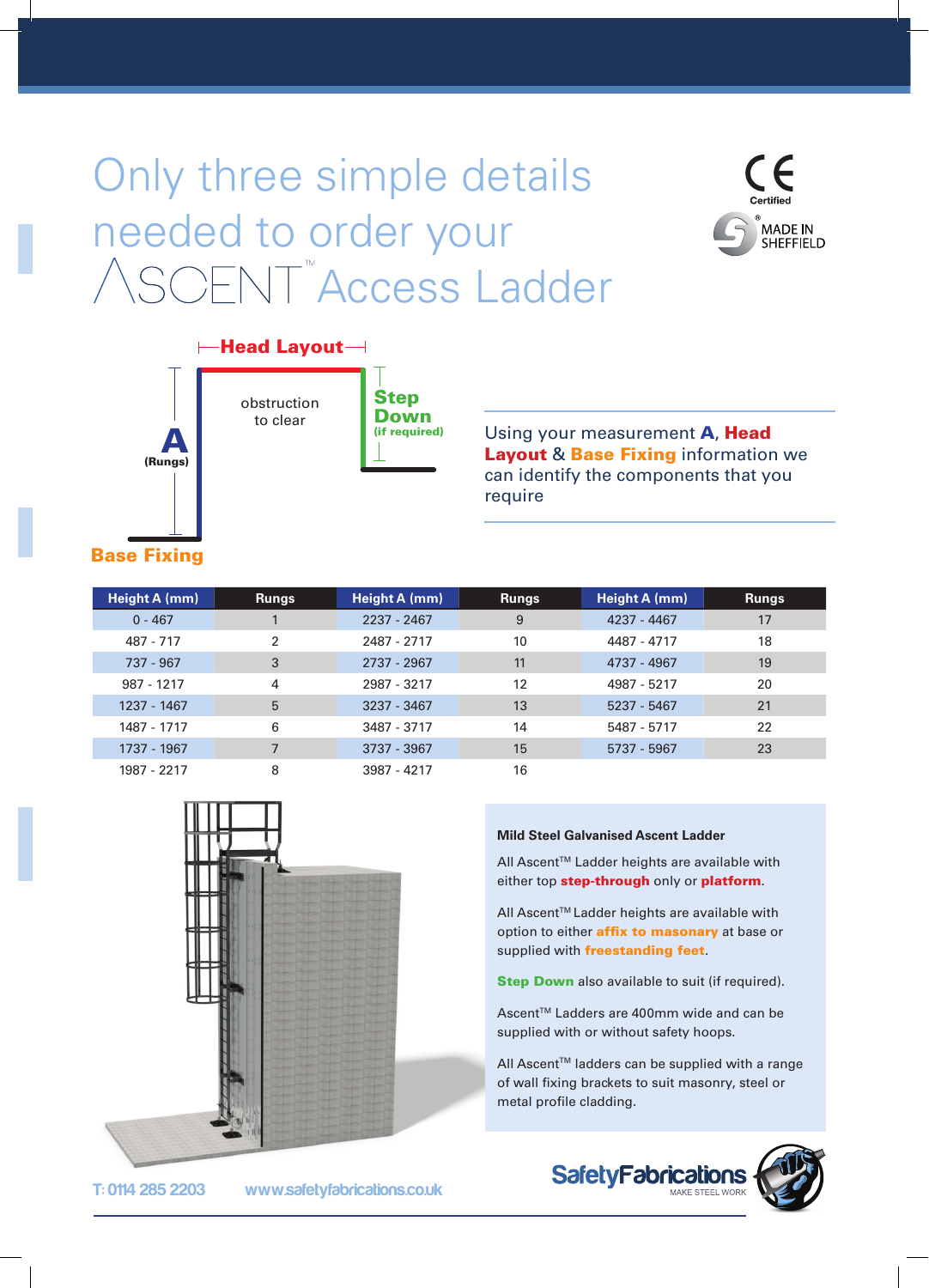# Only three simple details needed to order your ASCENT™ Access Ladder

CE Certified

MADE IN SHEFFIELD

Head Layout

obstruction to clear

Step Down (if required)

A (Rungs)

Base Fixing

Using your measurement **A**, **Head Layout** & **Base Fixing** information we can identify the components that you require

| Height A (mm) | Rungs | Height A (mm) | Rungs | Height A (mm) | Rungs |
|---|---|---|---|---|---|
| 0 - 467 | 1 | 2237 - 2467 | 9 | 4237 - 4467 | 17 |
| 487 - 717 | 2 | 2487 - 2717 | 10 | 4487 - 4717 | 18 |
| 737 - 967 | 3 | 2737 - 2967 | 11 | 4737 - 4967 | 19 |
| 987 - 1217 | 4 | 2987 - 3217 | 12 | 4987 - 5217 | 20 |
| 1237 - 1467 | 5 | 3237 - 3467 | 13 | 5237 - 5467 | 21 |
| 1487 - 1717 | 6 | 3487 - 3717 | 14 | 5487 - 5717 | 22 |
| 1737 - 1967 | 7 | 3737 - 3967 | 15 | 5737 - 5967 | 23 |
| 1987 - 2217 | 8 | 3987 - 4217 | 16 | | |

**Mild Steel Galvanised Ascent Ladder**

All Ascent™ Ladder heights are available with either top **step-through** only or **platform**.

All Ascent™ Ladder heights are available with option to either **affix to masonary** at base or supplied with **freestanding feet**.

**Step Down** also available to suit (if required).

Ascent™ Ladders are 400mm wide and can be supplied with or without safety hoops.

All Ascent™ ladders can be supplied with a range of wall fixing brackets to suit masonry, steel or metal profile cladding.

T: 0114 285 2203 www.safetyfabrications.co.uk

SafetyFabrications MAKE STEEL WORK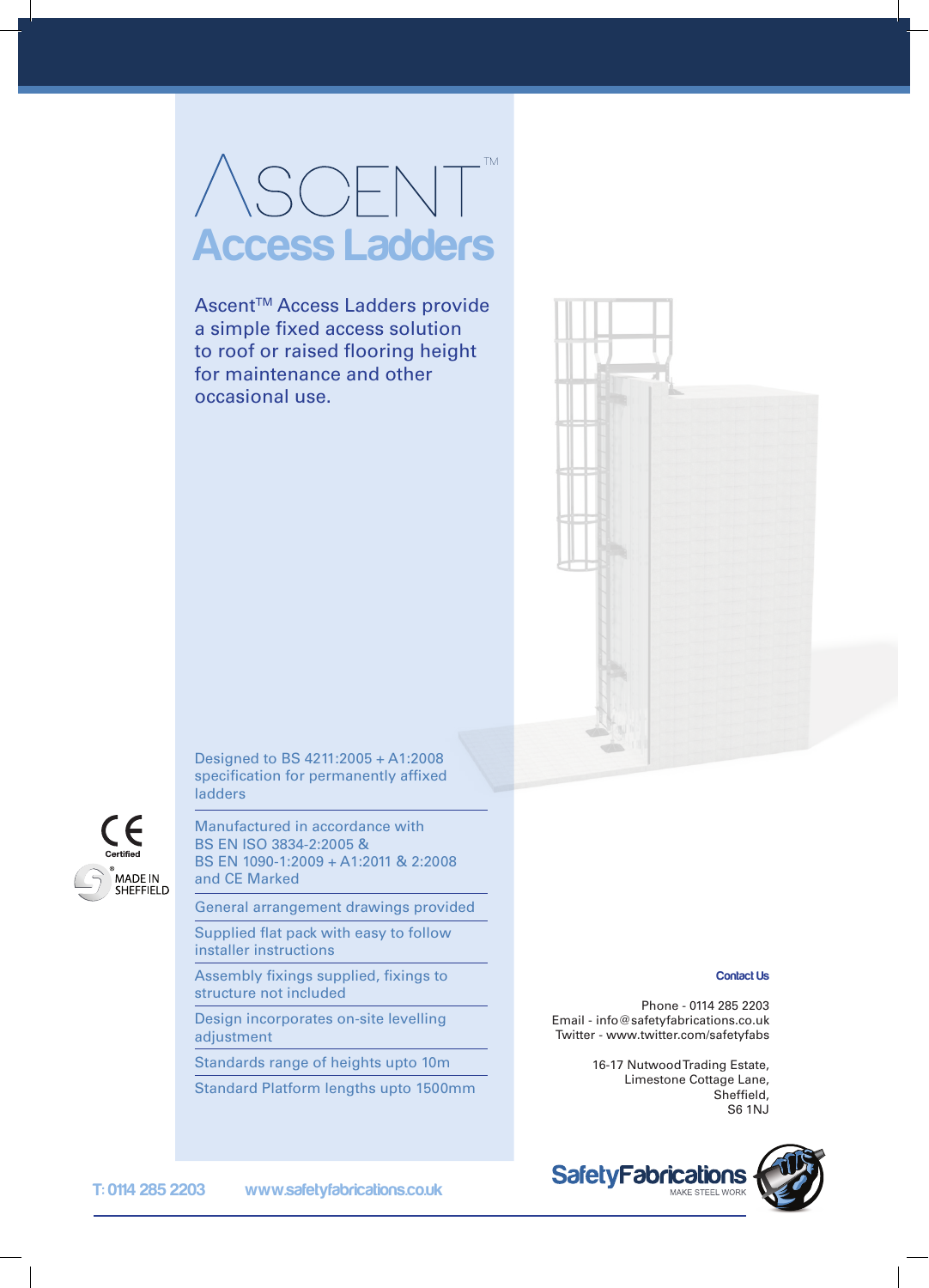# ASCENT™

## Access Ladders

Ascent™ Access Ladders provide a simple fixed access solution to roof or raised flooring height for maintenance and other occasional use.

- Designed to BS 4211:2005 + A1:2008 specification for permanently affixed ladders
- Manufactured in accordance with BS EN ISO 3834-2:2005 & BS EN 1090-1:2009 + A1:2011 & 2:2008 and CE Marked
- General arrangement drawings provided
- Supplied flat pack with easy to follow installer instructions
- Assembly fixings supplied, fixings to structure not included
- Design incorporates on-site levelling adjustment
- Standards range of heights upto 10m
- Standard Platform lengths upto 1500mm

CE Certified

MADE IN SHEFFIELD

**Contact Us**

Phone - 0114 285 2203
Email - info@safetyfabrications.co.uk
Twitter - www.twitter.com/safetyfabs

16-17 Nutwood Trading Estate,
Limestone Cottage Lane,
Sheffield,
S6 1NJ

T: 0114 285 2203 www.safetyfabrications.co.uk

SafetyFabrications MAKE STEEL WORK